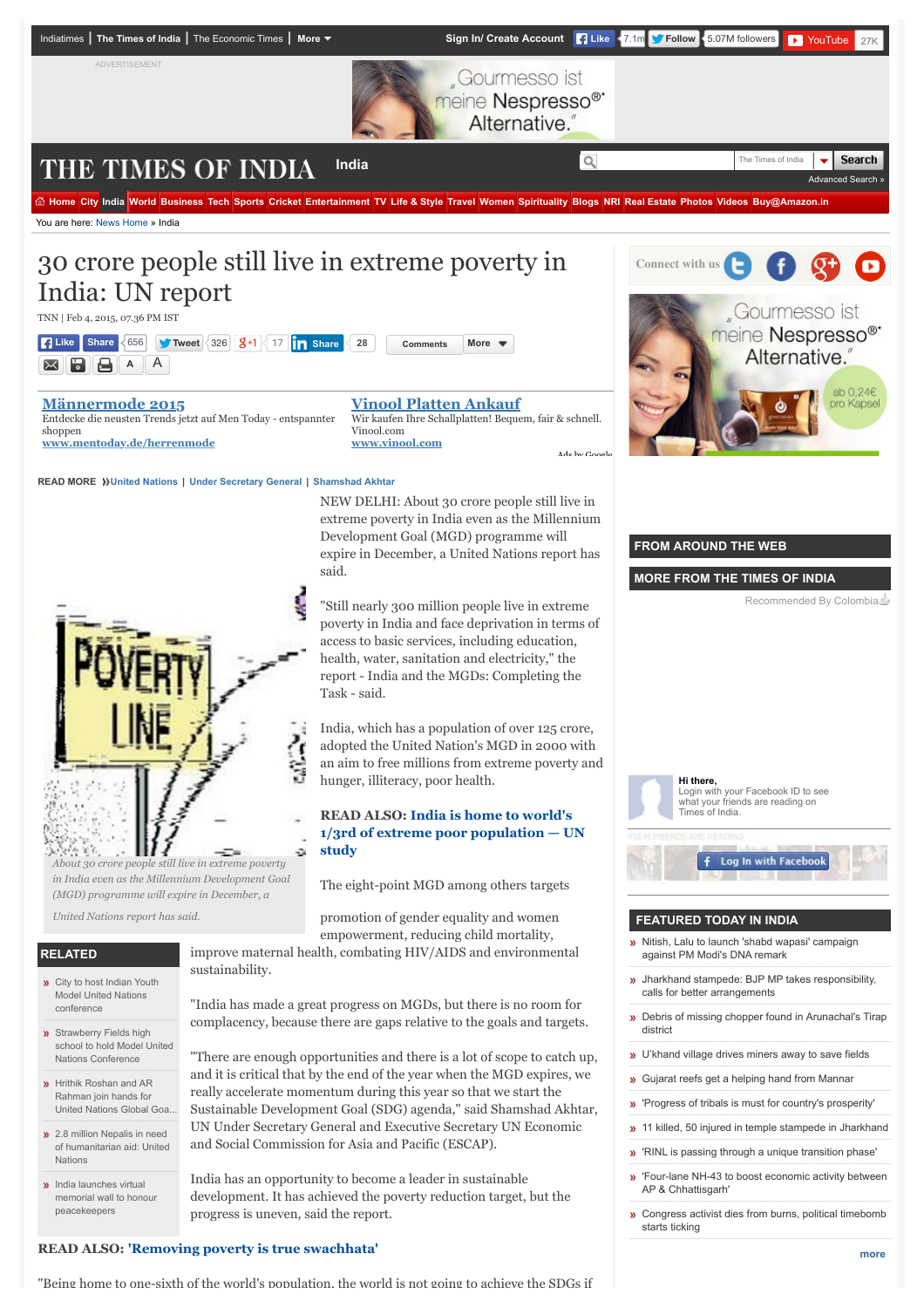# 30 crore people still live in extreme poverty in India: UN report

TNN | Feb 4, 2015, 07.36 PM IST

READ MORE » United Nations | Under Secretary General | Shamshad Akhtar

*About 30 crore people still live in extreme poverty in India even as the Millennium Development Goal (MGD) programme will expire in December, a United Nations report has said.*

NEW DELHI: About 30 crore people still live in extreme poverty in India even as the Millennium Development Goal (MGD) programme will expire in December, a United Nations report has said.

"Still nearly 300 million people live in extreme poverty in India and face deprivation in terms of access to basic services, including education, health, water, sanitation and electricity," the report - India and the MGDs: Completing the Task - said.

India, which has a population of over 125 crore, adopted the United Nation's MGD in 2000 with an aim to free millions from extreme poverty and hunger, illiteracy, poor health.

**READ ALSO: India is home to world's 1/3rd of extreme poor population — UN study**

The eight-point MGD among others targets promotion of gender equality and women empowerment, reducing child mortality, improve maternal health, combating HIV/AIDS and environmental sustainability.

"India has made a great progress on MGDs, but there is no room for complacency, because there are gaps relative to the goals and targets.

"There are enough opportunities and there is a lot of scope to catch up, and it is critical that by the end of the year when the MGD expires, we really accelerate momentum during this year so that we start the Sustainable Development Goal (SDG) agenda," said Shamshad Akhtar, UN Under Secretary General and Executive Secretary UN Economic and Social Commission for Asia and Pacific (ESCAP).

India has an opportunity to become a leader in sustainable development. It has achieved the poverty reduction target, but the progress is uneven, said the report.

**READ ALSO: 'Removing poverty is true swachhata'**

"Being home to one-sixth of the world's population, the world is not going to achieve the SDGs if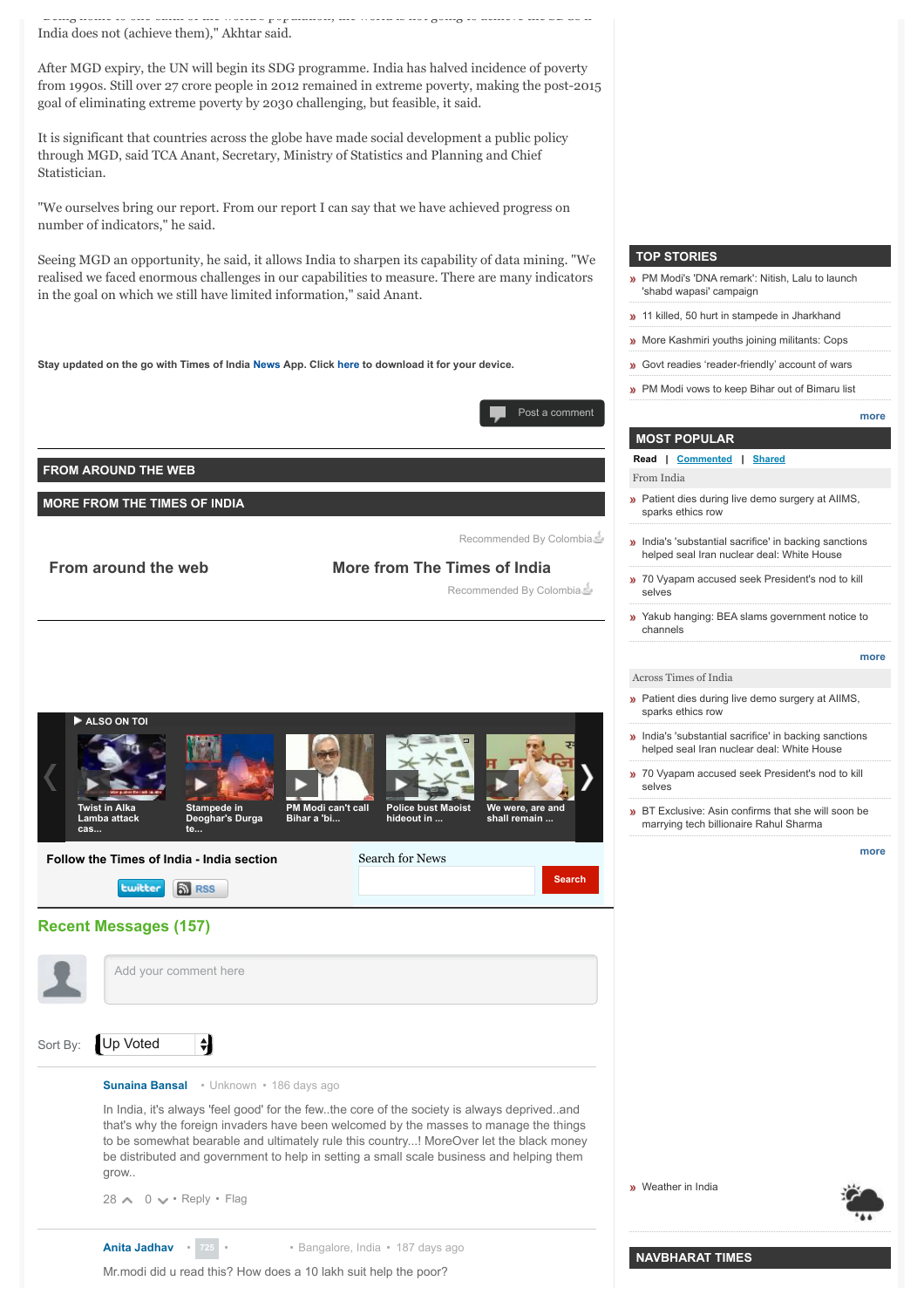India does not (achieve them)," Akhtar said.

After MGD expiry, the UN will begin its SDG programme. India has halved incidence of poverty from 1990s. Still over 27 crore people in 2012 remained in extreme poverty, making the post-2015 goal of eliminating extreme poverty by 2030 challenging, but feasible, it said.

It is significant that countries across the globe have made social development a public policy through MGD, said TCA Anant, Secretary, Ministry of Statistics and Planning and Chief Statistician.

"We ourselves bring our report. From our report I can say that we have achieved progress on number of indicators," he said.

Seeing MGD an opportunity, he said, it allows India to sharpen its capability of data mining. "We realised we faced enormous challenges in our capabilities to measure. There are many indicators in the goal on which we still have limited information," said Anant.

**Stay updated on the go with Times of India News App. Click here to download it for your device.**

Post a comment

## FROM AROUND THE WEB

## MORE FROM THE TIMES OF INDIA

Recommended By Colombia

**From around the web** | **More from The Times of India**

Recommended By Colombia

ALSO ON TOI

- Twist in Alka Lamba attack cas...
- Stampede in Deoghar's Durga te...
- PM Modi can't call Bihar a 'bi...
- Police bust Maoist hideout in ...
- We were, are and shall remain ...

**Follow the Times of India - India section**

twitter RSS

Search for News

Search

## Recent Messages (157)

Add your comment here

Sort By: Up Voted

**Sunaina Bansal** • Unknown • 186 days ago

In India, it's always 'feel good' for the few..the core of the society is always deprived..and that's why the foreign invaders have been welcomed by the masses to manage the things to be somewhat bearable and ultimately rule this country...! MoreOver let the black money be distributed and government to help in setting a small scale business and helping them grow..

28 0 • Reply • Flag

**Anita Jadhav** • 725 • • Bangalore, India • 187 days ago

Mr.modi did u read this? How does a 10 lakh suit help the poor?

## TOP STORIES

- PM Modi's 'DNA remark': Nitish, Lalu to launch 'shabd wapasi' campaign
- 11 killed, 50 hurt in stampede in Jharkhand
- More Kashmiri youths joining militants: Cops
- Govt readies 'reader-friendly' account of wars
- PM Modi vows to keep Bihar out of Bimaru list

more

## MOST POPULAR

Read | Commented | Shared

From India

- Patient dies during live demo surgery at AIIMS, sparks ethics row
- India's 'substantial sacrifice' in backing sanctions helped seal Iran nuclear deal: White House
- 70 Vyapam accused seek President's nod to kill selves
- Yakub hanging: BEA slams government notice to channels

more

Across Times of India

- Patient dies during live demo surgery at AIIMS, sparks ethics row
- India's 'substantial sacrifice' in backing sanctions helped seal Iran nuclear deal: White House
- 70 Vyapam accused seek President's nod to kill selves
- BT Exclusive: Asin confirms that she will soon be marrying tech billionaire Rahul Sharma

more

- Weather in India

## NAVBHARAT TIMES